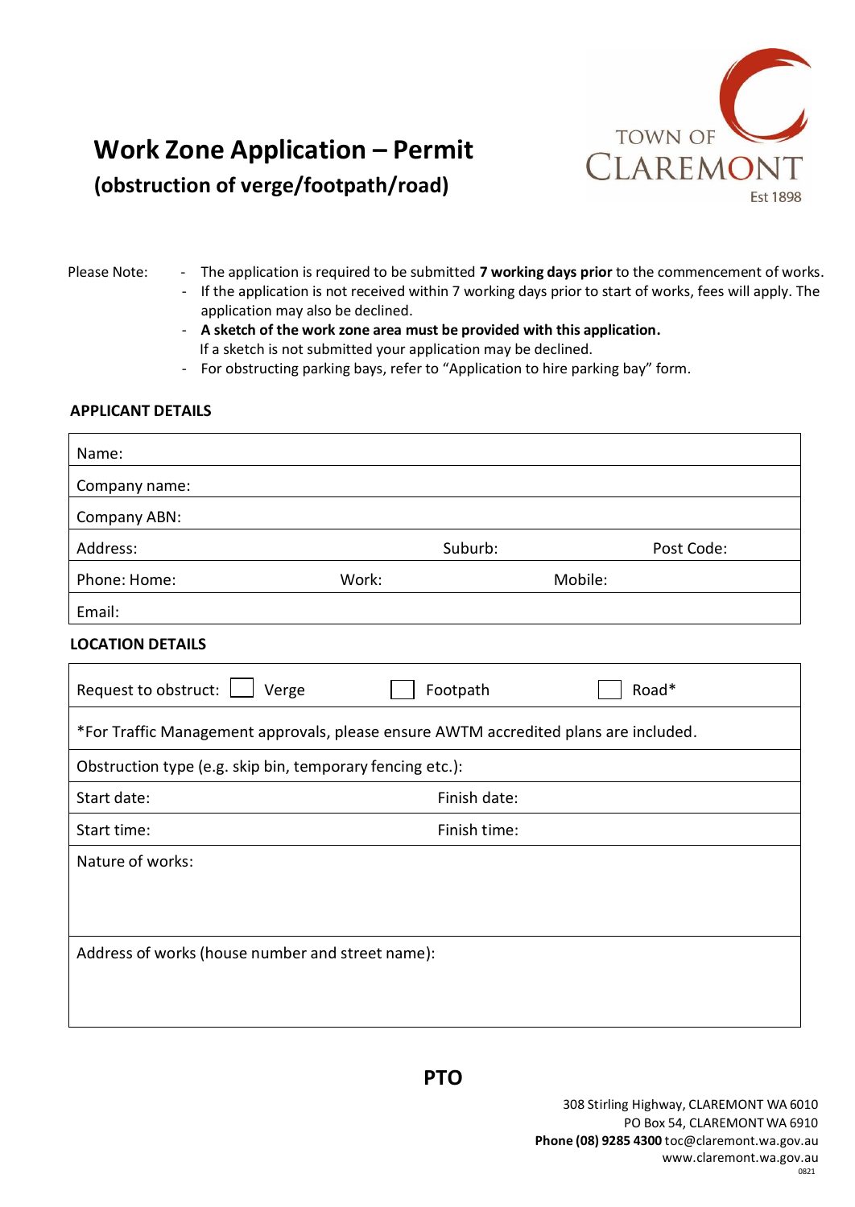# Work Zone Application – Permit
## (obstruction of verge/footpath/road)

TOWN OF CLAREMONT
Est 1898

Please Note:

- The application is required to be submitted **7 working days prior** to the commencement of works.
- If the application is not received within 7 working days prior to start of works, fees will apply. The application may also be declined.
- **A sketch of the work zone area must be provided with this application.** If a sketch is not submitted your application may be declined.
- For obstructing parking bays, refer to "Application to hire parking bay" form.

### APPLICANT DETAILS

| | | |
|---|---|---|
| Name: | | |
| Company name: | | |
| Company ABN: | | |
| Address: | Suburb: | Post Code: |
| Phone: Home: | Work: | Mobile: |
| Email: | | |

### LOCATION DETAILS

| | | |
|---|---|---|
| Request to obstruct: ☐ Verge | ☐ Footpath | ☐ Road* |
| *For Traffic Management approvals, please ensure AWTM accredited plans are included. | | |
| Obstruction type (e.g. skip bin, temporary fencing etc.): | | |
| Start date: | Finish date: | |
| Start time: | Finish time: | |
| Nature of works: | | |
| Address of works (house number and street name): | | |

**PTO**

308 Stirling Highway, CLAREMONT WA 6010
PO Box 54, CLAREMONT WA 6910
**Phone (08) 9285 4300** toc@claremont.wa.gov.au
www.claremont.wa.gov.au
0821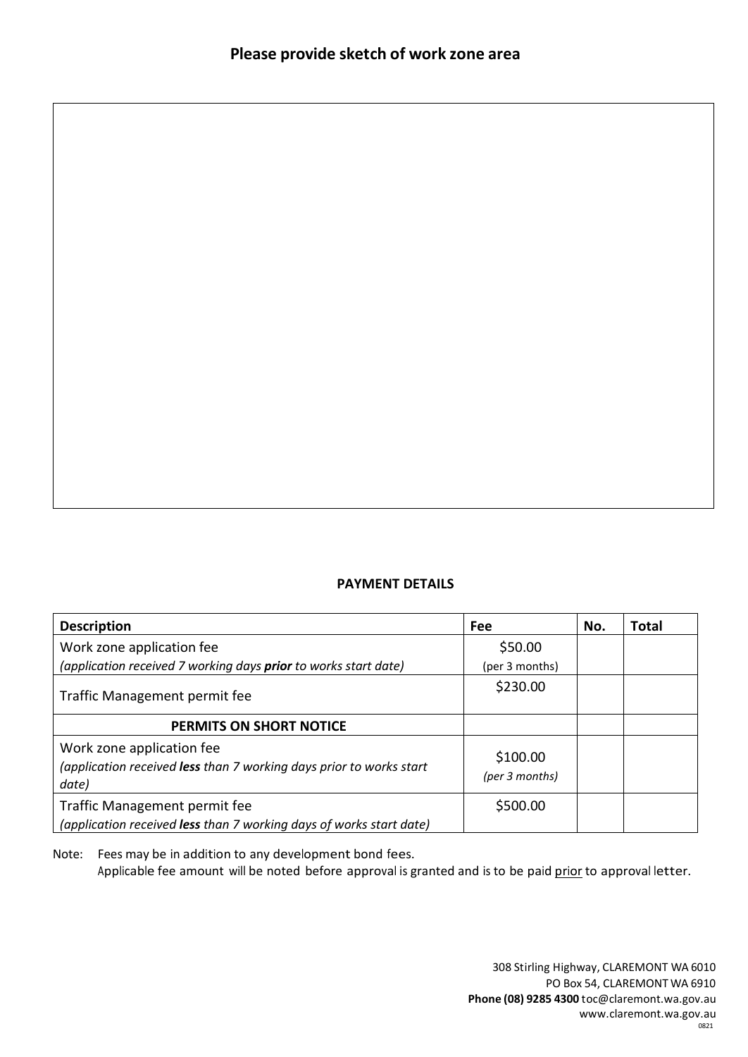## Please provide sketch of work zone area

### PAYMENT DETAILS

| Description | Fee | No. | Total |
|---|---|---|---|
| Work zone application fee<br>*(application received 7 working days **prior** to works start date)* | $50.00<br>(per 3 months) | | |
| Traffic Management permit fee | $230.00 | | |
| **PERMITS ON SHORT NOTICE** | | | |
| Work zone application fee<br>*(application received **less** than 7 working days prior to works start date)* | $100.00<br>*(per 3 months)* | | |
| Traffic Management permit fee<br>*(application received **less** than 7 working days of works start date)* | $500.00 | | |

Note: Fees may be in addition to any development bond fees.
Applicable fee amount will be noted before approval is granted and is to be paid prior to approval letter.

308 Stirling Highway, CLAREMONT WA 6010
PO Box 54, CLAREMONT WA 6910
**Phone (08) 9285 4300** toc@claremont.wa.gov.au
www.claremont.wa.gov.au
0821